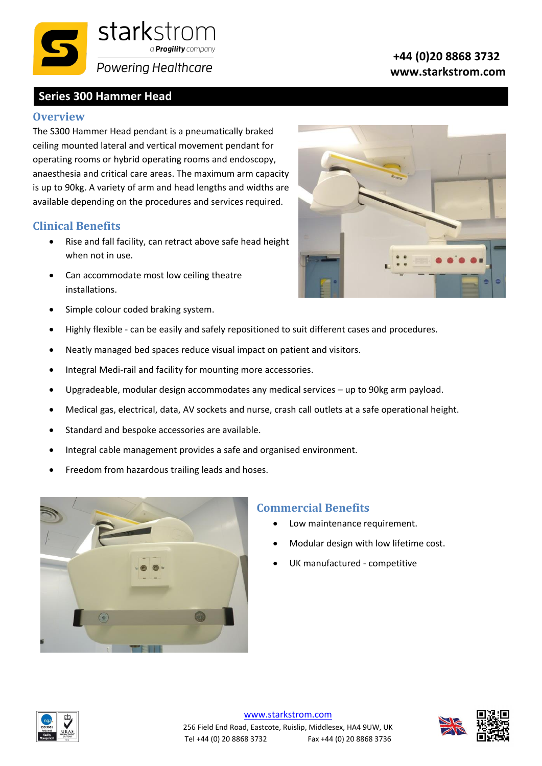starkstrom
a Progility company
Powering Healthcare

**+44 (0)20 8868 3732**
**www.starkstrom.com**

# Series 300 Hammer Head

## Overview

The S300 Hammer Head pendant is a pneumatically braked ceiling mounted lateral and vertical movement pendant for operating rooms or hybrid operating rooms and endoscopy, anaesthesia and critical care areas. The maximum arm capacity is up to 90kg. A variety of arm and head lengths and widths are available depending on the procedures and services required.

## Clinical Benefits

- Rise and fall facility, can retract above safe head height when not in use.
- Can accommodate most low ceiling theatre installations.
- Simple colour coded braking system.
- Highly flexible - can be easily and safely repositioned to suit different cases and procedures.
- Neatly managed bed spaces reduce visual impact on patient and visitors.
- Integral Medi-rail and facility for mounting more accessories.
- Upgradeable, modular design accommodates any medical services – up to 90kg arm payload.
- Medical gas, electrical, data, AV sockets and nurse, crash call outlets at a safe operational height.
- Standard and bespoke accessories are available.
- Integral cable management provides a safe and organised environment.
- Freedom from hazardous trailing leads and hoses.

## Commercial Benefits

- Low maintenance requirement.
- Modular design with low lifetime cost.
- UK manufactured - competitive

www.starkstrom.com
256 Field End Road, Eastcote, Ruislip, Middlesex, HA4 9UW, UK
Tel +44 (0) 20 8868 3732 Fax +44 (0) 20 8868 3736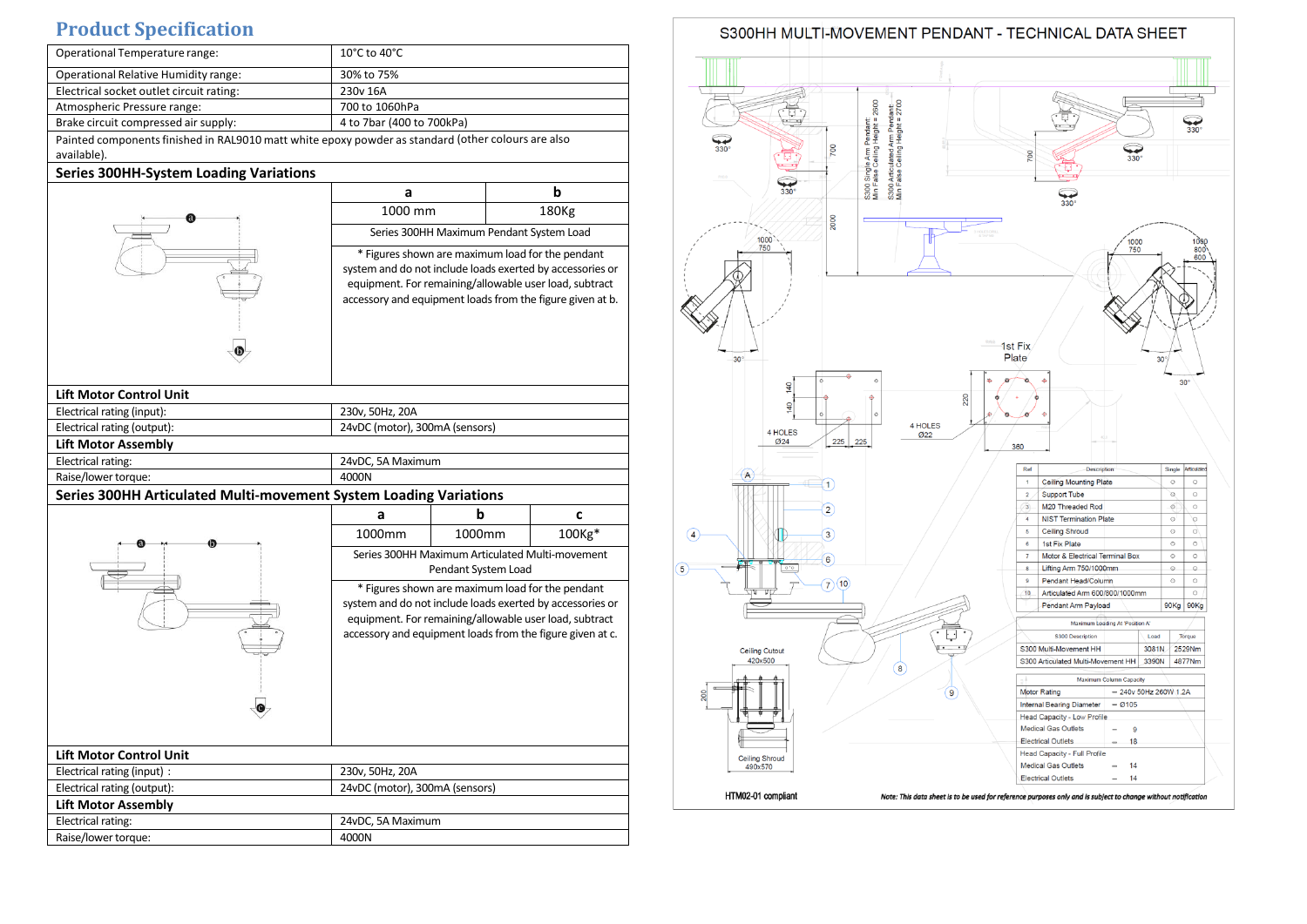## Product Specification

| | |
|---|---|
| Operational Temperature range: | 10°C to 40°C |
| Operational Relative Humidity range: | 30% to 75% |
| Electrical socket outlet circuit rating: | 230v 16A |
| Atmospheric Pressure range: | 700 to 1060hPa |
| Brake circuit compressed air supply: | 4 to 7bar (400 to 700kPa) |

Painted components finished in RAL9010 matt white epoxy powder as standard (other colours are also available).

### Series 300HH-System Loading Variations

| a | b |
|---|---|
| 1000 mm | 180Kg |

Series 300HH Maximum Pendant System Load

\* Figures shown are maximum load for the pendant system and do not include loads exerted by accessories or equipment. For remaining/allowable user load, subtract accessory and equipment loads from the figure given at b.

### Lift Motor Control Unit

| | |
|---|---|
| Electrical rating (input): | 230v, 50Hz, 20A |
| Electrical rating (output): | 24vDC (motor), 300mA (sensors) |

### Lift Motor Assembly

| | |
|---|---|
| Electrical rating: | 24vDC, 5A Maximum |
| Raise/lower torque: | 4000N |

### Series 300HH Articulated Multi-movement System Loading Variations

| a | b | c |
|---|---|---|
| 1000mm | 1000mm | 100Kg* |

Series 300HH Maximum Articulated Multi-movement Pendant System Load

\* Figures shown are maximum load for the pendant system and do not include loads exerted by accessories or equipment. For remaining/allowable user load, subtract accessory and equipment loads from the figure given at c.

### Lift Motor Control Unit

| | |
|---|---|
| Electrical rating (input) : | 230v, 50Hz, 20A |
| Electrical rating (output): | 24vDC (motor), 300mA (sensors) |

### Lift Motor Assembly

| | |
|---|---|
| Electrical rating: | 24vDC, 5A Maximum |
| Raise/lower torque: | 4000N |

## S300HH MULTI-MOVEMENT PENDANT - TECHNICAL DATA SHEET

330° 330° 330° 330° 330° 330°

700 2000 700

S300 Single Arm Pendant: Min False Ceiling Height = 2600
S300 Articulated Arm Pendant: Min False Ceiling Height = 2700

1000 750 30°

1000 750 1000 800 600 30° 30°

1st Fix Plate

140 140 4 HOLES Ø24 225 225

220 4 HOLES Ø22 360

Ceiling Cutout 420x500

200

Ceiling Shroud 490x570

| Ref | Description | Single | Articulated |
|---|---|---|---|
| 1 | Ceiling Mounting Plate | ○ | ○ |
| 2 | Support Tube | ○ | ○ |
| 3 | M20 Threaded Rod | ○ | ○ |
| 4 | NIST Termination Plate | ○ | ○ |
| 5 | Ceiling Shroud | ○ | ○ |
| 6 | 1st Fix Plate | ○ | ○ |
| 7 | Motor & Electrical Terminal Box | ○ | ○ |
| 8 | Lifting Arm 750/1000mm | ○ | ○ |
| 9 | Pendant Head/Column | ○ | ○ |
| 10 | Articulated Arm 600/800/1000mm | | ○ |
| | Pendant Arm Payload | 90Kg | 90Kg |

Maximum Loading At 'Position A'

| S300 Description | Load | Torque |
|---|---|---|
| S300 Multi-Movement HH | 3081N | 2529Nm |
| S300 Articulated Multi-Movement HH | 3390N | 4877Nm |

Maximum Column Capacity

| | |
|---|---|
| Motor Rating | – 240v 50Hz 260W 1.2A |
| Internal Bearing Diameter | – Ø105 |
| **Head Capacity - Low Profile** | |
| Medical Gas Outlets | – 9 |
| Electrical Outlets | – 18 |
| **Head Capacity - Full Profile** | |
| Medical Gas Outlets | – 14 |
| Electrical Outlets | – 14 |

HTM02-01 compliant

*Note: This data sheet is to be used for reference purposes only and is subject to change without notification*